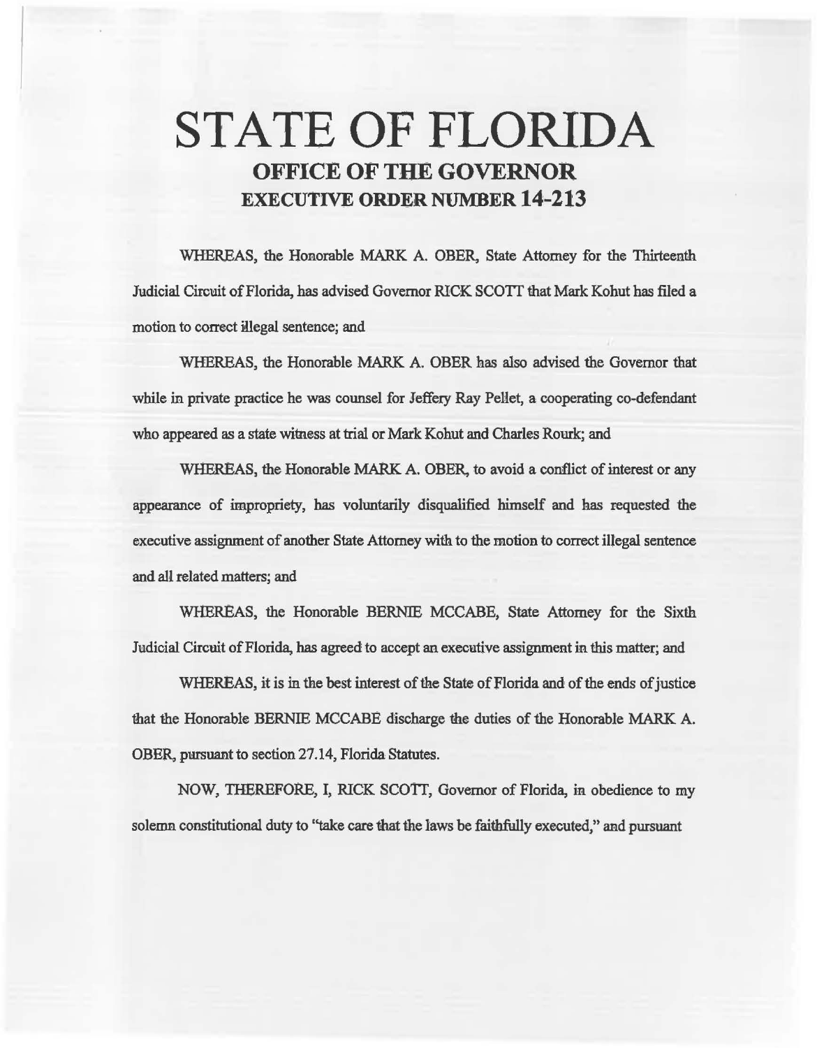# STATE OF FLORIDA

## OFFICE OF THE GOVERNOR

## EXECUTIVE ORDER NUMBER 14-213

WHEREAS, the Honorable MARK A. OBER, State Attorney for the Thirteenth Judicial Circuit of Florida, has advised Governor RICK SCOTT that Mark Kohut has filed a motion to correct illegal sentence; and

WHEREAS, the Honorable MARK A. OBER has also advised the Governor that while in private practice he was counsel for Jeffery Ray Pellet, a cooperating co-defendant who appeared as a state witness at trial or Mark Kohut and Charles Rourk; and

WHEREAS, the Honorable MARK A. OBER, to avoid a conflict of interest or any appearance of impropriety, has voluntarily disqualified himself and has requested the executive assignment of another State Attorney with to the motion to correct illegal sentence and all related matters; and

WHEREAS, the Honorable BERNIE MCCABE, State Attorney for the Sixth Judicial Circuit of Florida, has agreed to accept an executive assignment in this matter; and

WHEREAS, it is in the best interest of the State of Florida and of the ends of justice that the Honorable BERNIE MCCABE discharge the duties of the Honorable MARK A. OBER, pursuant to section 27.14, Florida Statutes.

NOW, THEREFORE, I, RICK SCOTT, Governor of Florida, in obedience to my solemn constitutional duty to "take care that the laws be faithfully executed," and pursuant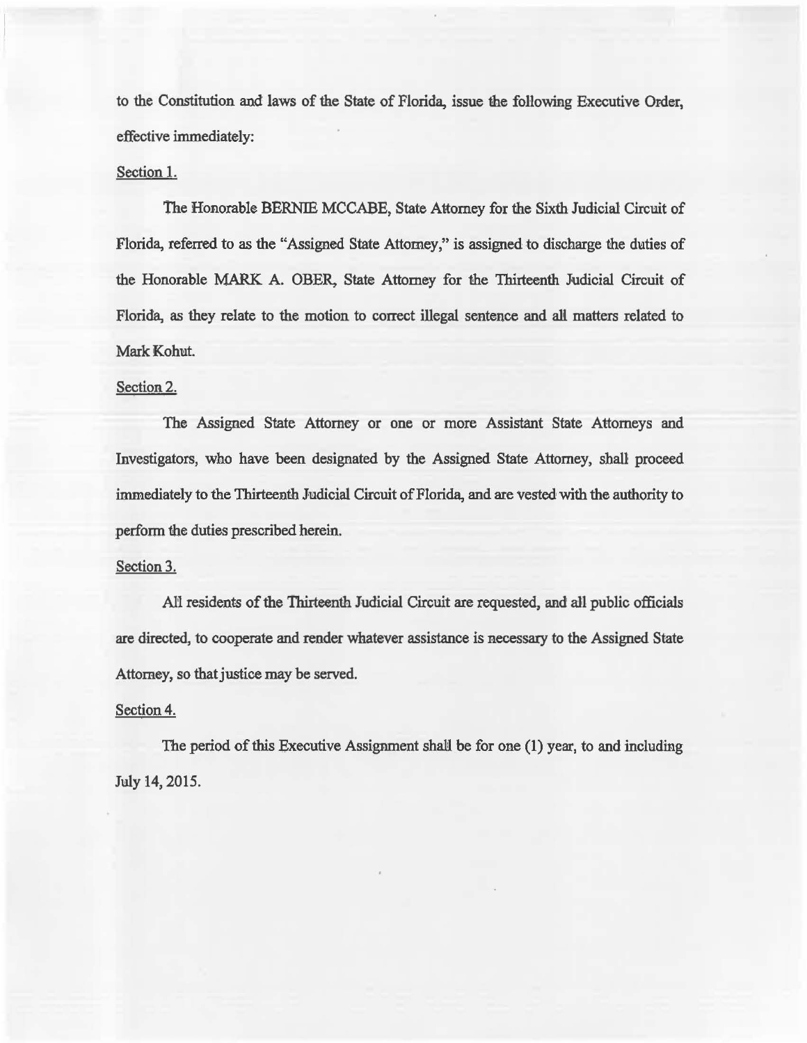to the Constitution and laws of the State of Florida, issue the following Executive Order, effective immediately:

Section 1.

The Honorable BERNIE MCCABE, State Attorney for the Sixth Judicial Circuit of Florida, referred to as the "Assigned State Attorney," is assigned to discharge the duties of the Honorable MARK A. OBER, State Attorney for the Thirteenth Judicial Circuit of Florida, as they relate to the motion to correct illegal sentence and all matters related to Mark Kohut.

Section 2.

The Assigned State Attorney or one or more Assistant State Attorneys and Investigators, who have been designated by the Assigned State Attorney, shall proceed immediately to the Thirteenth Judicial Circuit of Florida, and are vested with the authority to perform the duties prescribed herein.

Section 3.

All residents of the Thirteenth Judicial Circuit are requested, and all public officials are directed, to cooperate and render whatever assistance is necessary to the Assigned State Attorney, so that justice may be served.

Section 4.

The period of this Executive Assignment shall be for one (1) year, to and including July 14, 2015.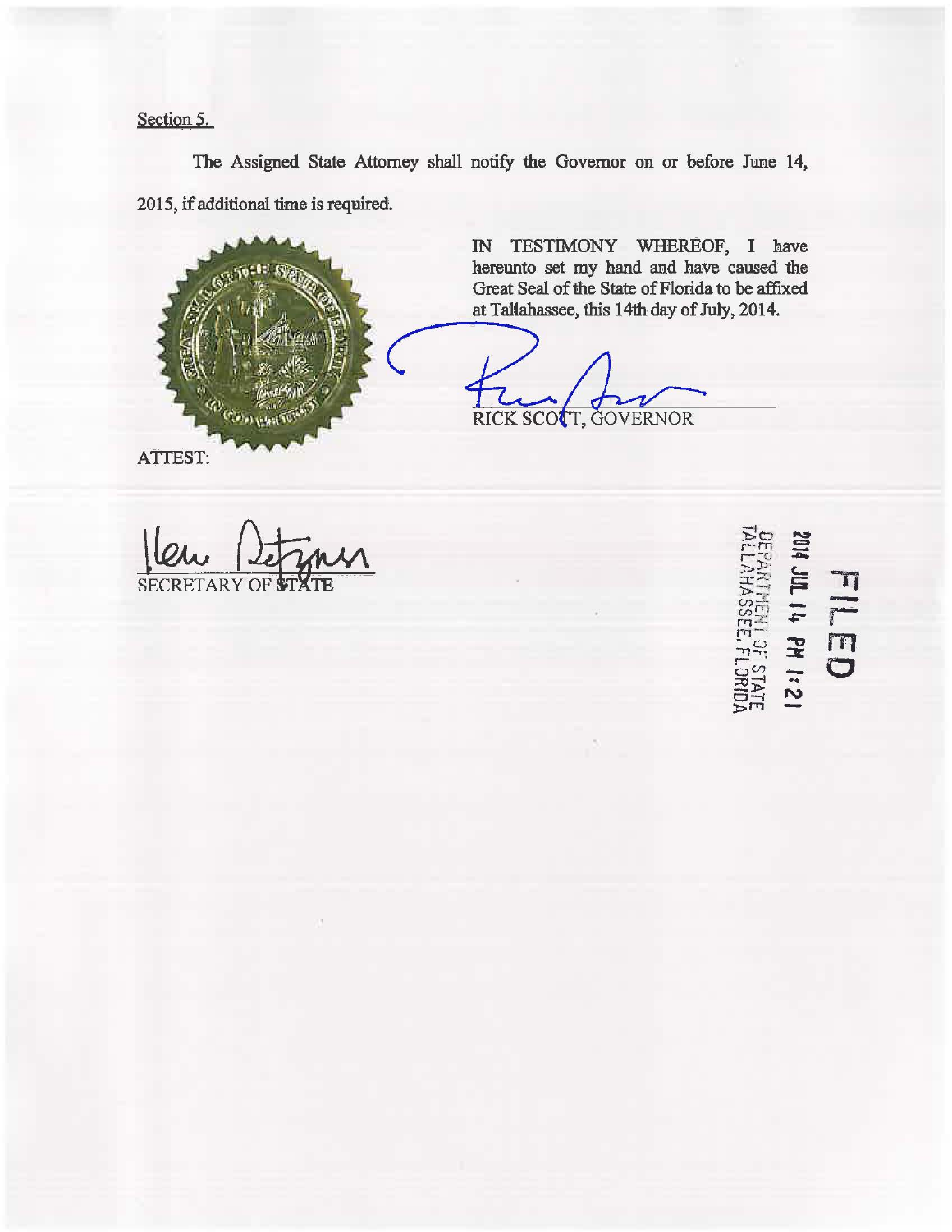Section 5.

The Assigned State Attorney shall notify the Governor on or before June 14, 2015, if additional time is required.

IN TESTIMONY WHEREOF, I have hereunto set my hand and have caused the Great Seal of the State of Florida to be affixed at Tallahassee, this 14th day of July, 2014.

RICK SCOTT, GOVERNOR

ATTEST:

SECRETARY OF STATE

FILED

2014 JUL 14 PM 1:21

DEPARTMENT OF STATE
TALLAHASSEE, FLORIDA